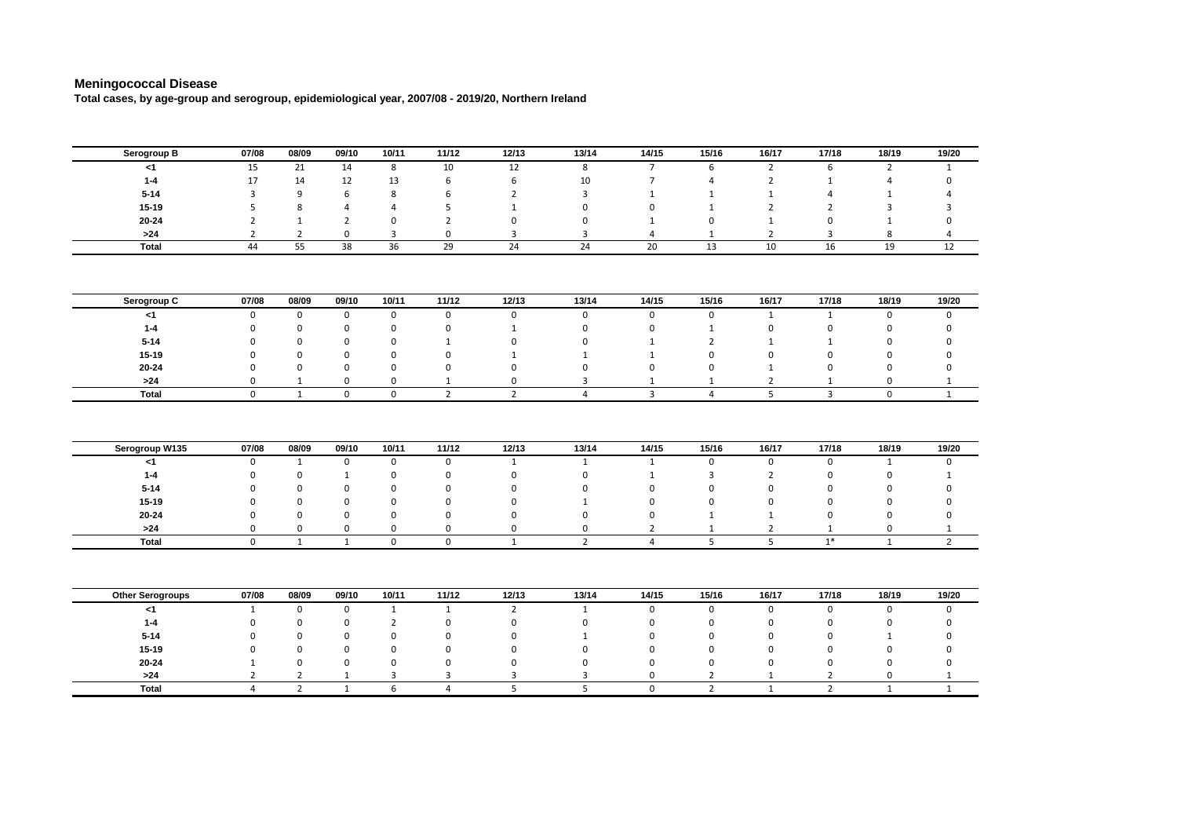## Meningococcal Disease

**Total cases, by age-group and serogroup, epidemiological year, 2007/08 - 2019/20, Northern Ireland**

| Serogroup B | 07/08 | 08/09 | 09/10 | 10/11 | 11/12 | 12/13 | 13/14 | 14/15 | 15/16 | 16/17 | 17/18 | 18/19 | 19/20 |
|---|---|---|---|---|---|---|---|---|---|---|---|---|---|
| <1 | 15 | 21 | 14 | 8 | 10 | 12 | 8 | 7 | 6 | 2 | 6 | 2 | 1 |
| 1-4 | 17 | 14 | 12 | 13 | 6 | 6 | 10 | 7 | 4 | 2 | 1 | 4 | 0 |
| 5-14 | 3 | 9 | 6 | 8 | 6 | 2 | 3 | 1 | 1 | 1 | 4 | 1 | 4 |
| 15-19 | 5 | 8 | 4 | 4 | 5 | 1 | 0 | 0 | 1 | 2 | 2 | 3 | 3 |
| 20-24 | 2 | 1 | 2 | 0 | 2 | 0 | 0 | 1 | 0 | 1 | 0 | 1 | 0 |
| >24 | 2 | 2 | 0 | 3 | 0 | 3 | 3 | 4 | 1 | 2 | 3 | 8 | 4 |
| **Total** | 44 | 55 | 38 | 36 | 29 | 24 | 24 | 20 | 13 | 10 | 16 | 19 | 12 |

| Serogroup C | 07/08 | 08/09 | 09/10 | 10/11 | 11/12 | 12/13 | 13/14 | 14/15 | 15/16 | 16/17 | 17/18 | 18/19 | 19/20 |
|---|---|---|---|---|---|---|---|---|---|---|---|---|---|
| <1 | 0 | 0 | 0 | 0 | 0 | 0 | 0 | 0 | 0 | 1 | 1 | 0 | 0 |
| 1-4 | 0 | 0 | 0 | 0 | 0 | 1 | 0 | 0 | 1 | 0 | 0 | 0 | 0 |
| 5-14 | 0 | 0 | 0 | 0 | 1 | 0 | 0 | 1 | 2 | 1 | 1 | 0 | 0 |
| 15-19 | 0 | 0 | 0 | 0 | 0 | 1 | 1 | 1 | 0 | 0 | 0 | 0 | 0 |
| 20-24 | 0 | 0 | 0 | 0 | 0 | 0 | 0 | 0 | 0 | 1 | 0 | 0 | 0 |
| >24 | 0 | 1 | 0 | 0 | 1 | 0 | 3 | 1 | 1 | 2 | 1 | 0 | 1 |
| **Total** | 0 | 1 | 0 | 0 | 2 | 2 | 4 | 3 | 4 | 5 | 3 | 0 | 1 |

| Serogroup W135 | 07/08 | 08/09 | 09/10 | 10/11 | 11/12 | 12/13 | 13/14 | 14/15 | 15/16 | 16/17 | 17/18 | 18/19 | 19/20 |
|---|---|---|---|---|---|---|---|---|---|---|---|---|---|
| <1 | 0 | 1 | 0 | 0 | 0 | 1 | 1 | 1 | 0 | 0 | 0 | 1 | 0 |
| 1-4 | 0 | 0 | 1 | 0 | 0 | 0 | 0 | 1 | 3 | 2 | 0 | 0 | 1 |
| 5-14 | 0 | 0 | 0 | 0 | 0 | 0 | 0 | 0 | 0 | 0 | 0 | 0 | 0 |
| 15-19 | 0 | 0 | 0 | 0 | 0 | 0 | 1 | 0 | 0 | 0 | 0 | 0 | 0 |
| 20-24 | 0 | 0 | 0 | 0 | 0 | 0 | 0 | 0 | 1 | 1 | 0 | 0 | 0 |
| >24 | 0 | 0 | 0 | 0 | 0 | 0 | 0 | 2 | 1 | 2 | 1 | 0 | 1 |
| **Total** | 0 | 1 | 1 | 0 | 0 | 1 | 2 | 4 | 5 | 5 | 1* | 1 | 2 |

| Other Serogroups | 07/08 | 08/09 | 09/10 | 10/11 | 11/12 | 12/13 | 13/14 | 14/15 | 15/16 | 16/17 | 17/18 | 18/19 | 19/20 |
|---|---|---|---|---|---|---|---|---|---|---|---|---|---|
| <1 | 1 | 0 | 0 | 1 | 1 | 2 | 1 | 0 | 0 | 0 | 0 | 0 | 0 |
| 1-4 | 0 | 0 | 0 | 2 | 0 | 0 | 0 | 0 | 0 | 0 | 0 | 0 | 0 |
| 5-14 | 0 | 0 | 0 | 0 | 0 | 0 | 1 | 0 | 0 | 0 | 0 | 1 | 0 |
| 15-19 | 0 | 0 | 0 | 0 | 0 | 0 | 0 | 0 | 0 | 0 | 0 | 0 | 0 |
| 20-24 | 1 | 0 | 0 | 0 | 0 | 0 | 0 | 0 | 0 | 0 | 0 | 0 | 0 |
| >24 | 2 | 2 | 1 | 3 | 3 | 3 | 3 | 0 | 2 | 1 | 2 | 0 | 1 |
| **Total** | 4 | 2 | 1 | 6 | 4 | 5 | 5 | 0 | 2 | 1 | 2 | 1 | 1 |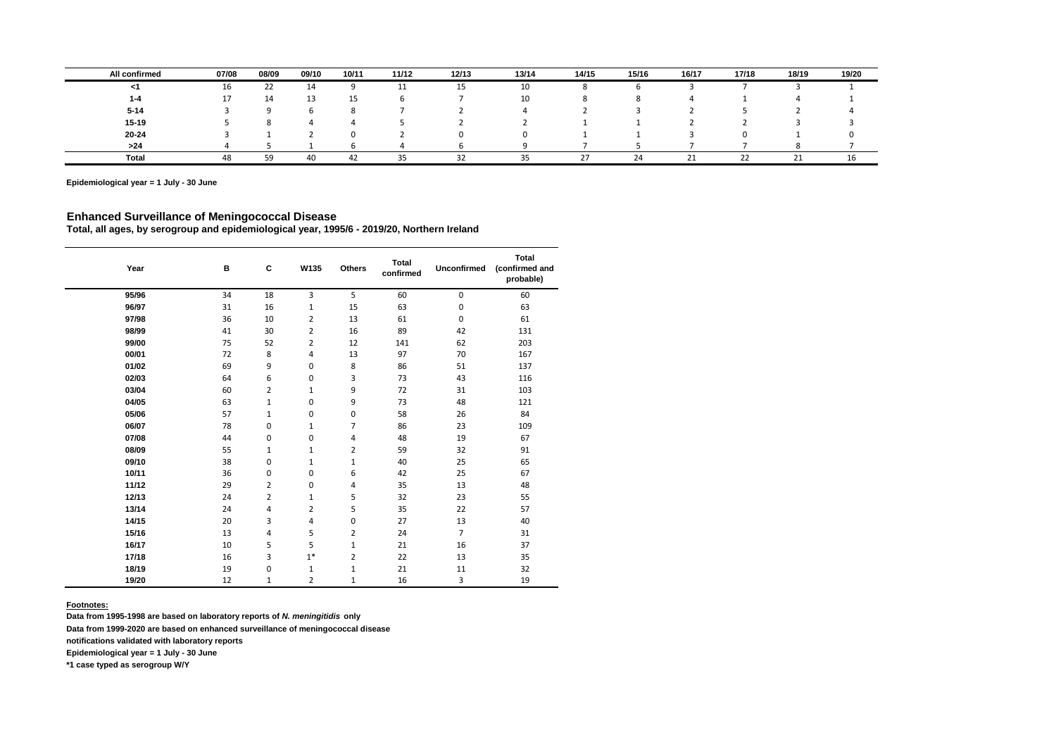| All confirmed | 07/08 | 08/09 | 09/10 | 10/11 | 11/12 | 12/13 | 13/14 | 14/15 | 15/16 | 16/17 | 17/18 | 18/19 | 19/20 |
|---|---|---|---|---|---|---|---|---|---|---|---|---|---|
| <1 | 16 | 22 | 14 | 9 | 11 | 15 | 10 | 8 | 6 | 3 | 7 | 3 | 1 |
| 1-4 | 17 | 14 | 13 | 15 | 6 | 7 | 10 | 8 | 8 | 4 | 1 | 4 | 1 |
| 5-14 | 3 | 9 | 6 | 8 | 7 | 2 | 4 | 2 | 3 | 2 | 5 | 2 | 4 |
| 15-19 | 5 | 8 | 4 | 4 | 5 | 2 | 2 | 1 | 1 | 2 | 2 | 3 | 3 |
| 20-24 | 3 | 1 | 2 | 0 | 2 | 0 | 0 | 1 | 1 | 3 | 0 | 1 | 0 |
| >24 | 4 | 5 | 1 | 6 | 4 | 6 | 9 | 7 | 5 | 7 | 7 | 8 | 7 |
| Total | 48 | 59 | 40 | 42 | 35 | 32 | 35 | 27 | 24 | 21 | 22 | 21 | 16 |

**Epidemiological year = 1 July - 30 June**

## Enhanced Surveillance of Meningococcal Disease

**Total, all ages, by serogroup and epidemiological year, 1995/6 - 2019/20, Northern Ireland**

| Year | B | C | W135 | Others | Total confirmed | Unconfirmed | Total (confirmed and probable) |
|---|---|---|---|---|---|---|---|
| 95/96 | 34 | 18 | 3 | 5 | 60 | 0 | 60 |
| 96/97 | 31 | 16 | 1 | 15 | 63 | 0 | 63 |
| 97/98 | 36 | 10 | 2 | 13 | 61 | 0 | 61 |
| 98/99 | 41 | 30 | 2 | 16 | 89 | 42 | 131 |
| 99/00 | 75 | 52 | 2 | 12 | 141 | 62 | 203 |
| 00/01 | 72 | 8 | 4 | 13 | 97 | 70 | 167 |
| 01/02 | 69 | 9 | 0 | 8 | 86 | 51 | 137 |
| 02/03 | 64 | 6 | 0 | 3 | 73 | 43 | 116 |
| 03/04 | 60 | 2 | 1 | 9 | 72 | 31 | 103 |
| 04/05 | 63 | 1 | 0 | 9 | 73 | 48 | 121 |
| 05/06 | 57 | 1 | 0 | 0 | 58 | 26 | 84 |
| 06/07 | 78 | 0 | 1 | 7 | 86 | 23 | 109 |
| 07/08 | 44 | 0 | 0 | 4 | 48 | 19 | 67 |
| 08/09 | 55 | 1 | 1 | 2 | 59 | 32 | 91 |
| 09/10 | 38 | 0 | 1 | 1 | 40 | 25 | 65 |
| 10/11 | 36 | 0 | 0 | 6 | 42 | 25 | 67 |
| 11/12 | 29 | 2 | 0 | 4 | 35 | 13 | 48 |
| 12/13 | 24 | 2 | 1 | 5 | 32 | 23 | 55 |
| 13/14 | 24 | 4 | 2 | 5 | 35 | 22 | 57 |
| 14/15 | 20 | 3 | 4 | 0 | 27 | 13 | 40 |
| 15/16 | 13 | 4 | 5 | 2 | 24 | 7 | 31 |
| 16/17 | 10 | 5 | 5 | 1 | 21 | 16 | 37 |
| 17/18 | 16 | 3 | 1* | 2 | 22 | 13 | 35 |
| 18/19 | 19 | 0 | 1 | 1 | 21 | 11 | 32 |
| 19/20 | 12 | 1 | 2 | 1 | 16 | 3 | 19 |

**Footnotes:**

**Data from 1995-1998 are based on laboratory reports of *N. meningitidis* only**

**Data from 1999-2020 are based on enhanced surveillance of meningococcal disease notifications validated with laboratory reports**

**Epidemiological year = 1 July - 30 June**

**\*1 case typed as serogroup W/Y**